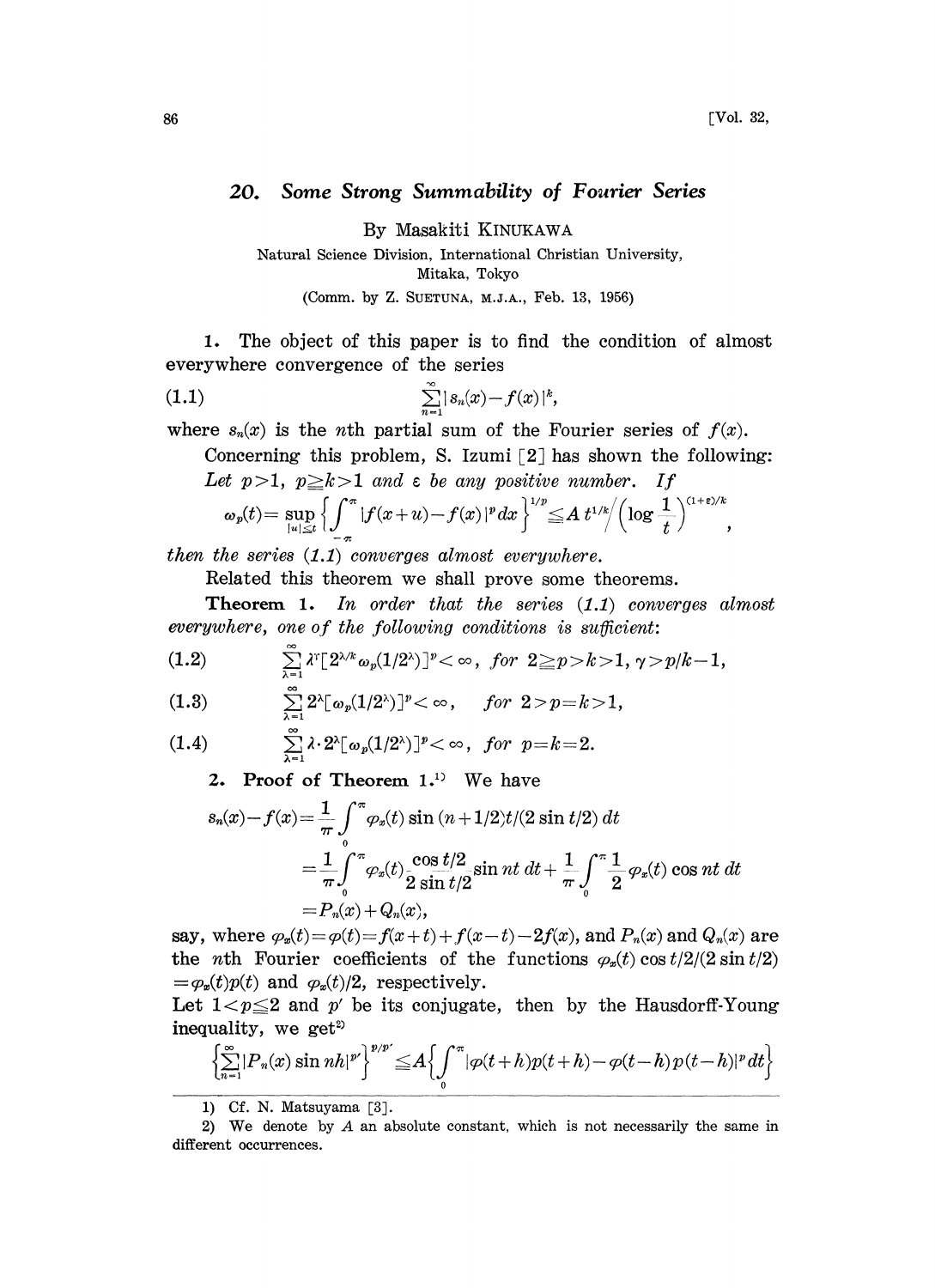## 20. *Some Strong Summability of Fourier Series*

By Masakiti KINUKAWA

Natural Science Division, International Christian University, Mitaka, Tokyo

(Comm. by Z. SUETUNA, M.J.A., Feb. 13, 1956)

**1.** The object of this paper is to find the condition of almost everywhere convergence of the series

$$\sum_{n=1}^{\infty} |s_n(x)-f(x)|^k, \tag{1.1}$$

where $s_n(x)$ is the $n$th partial sum of the Fourier series of $f(x)$.

Concerning this problem, S. Izumi [2] has shown the following: *Let $p>1$, $p\geqq k>1$ and $\varepsilon$ be any positive number. If*

$$\omega_p(t)=\sup_{|u|\leq t}\left\{\int_{-\pi}^{\pi}|f(x+u)-f(x)|^p dx\right\}^{1/p}\leqq A\, t^{1/k}\Big/\left(\log\frac{1}{t}\right)^{(1+\varepsilon)/k},$$

*then the series (1.1) converges almost everywhere.*

Related this theorem we shall prove some theorems.

**Theorem 1.** *In order that the series (1.1) converges almost everywhere, one of the following conditions is sufficient:*

$$\sum_{\lambda=1}^{\infty}\lambda^{\gamma}[2^{\lambda/k}\omega_p(1/2^{\lambda})]^p<\infty,\ \ for\ 2\geqq p>k>1,\ \gamma>p/k-1, \tag{1.2}$$

$$\sum_{\lambda=1}^{\infty}2^{\lambda}[\omega_p(1/2^{\lambda})]^p<\infty,\quad for\ 2>p=k>1, \tag{1.3}$$

$$\sum_{\lambda=1}^{\infty}\lambda\cdot 2^{\lambda}[\omega_p(1/2^{\lambda})]^p<\infty,\ \ for\ p=k=2. \tag{1.4}$$

**2. Proof of Theorem 1.**[1] We have

$$\begin{aligned}
s_n(x)-f(x)&=\frac{1}{\pi}\int_0^{\pi}\varphi_x(t)\sin(n+1/2)t/(2\sin t/2)\,dt\\
&=\frac{1}{\pi}\int_0^{\pi}\varphi_x(t)\frac{\cos t/2}{2\sin t/2}\sin nt\,dt+\frac{1}{\pi}\int_0^{\pi}\frac{1}{2}\varphi_x(t)\cos nt\,dt\\
&=P_n(x)+Q_n(x),
\end{aligned}$$

say, where $\varphi_x(t)=\varphi(t)=f(x+t)+f(x-t)-2f(x)$, and $P_n(x)$ and $Q_n(x)$ are the $n$th Fourier coefficients of the functions $\varphi_x(t)\cos t/2/(2\sin t/2)=\varphi_x(t)p(t)$ and $\varphi_x(t)/2$, respectively.

Let $1<p\leqq 2$ and $p'$ be its conjugate, then by the Hausdorff-Young inequality, we get[2]

$$\left\{\sum_{n=1}^{\infty}|P_n(x)\sin nh|^{p'}\right\}^{p/p'}\leqq A\left\{\int_0^{\pi}|\varphi(t+h)p(t+h)-\varphi(t-h)p(t-h)|^p dt\right\}$$

---

1) Cf. N. Matsuyama [3].

2) We denote by $A$ an absolute constant, which is not necessarily the same in different occurrences.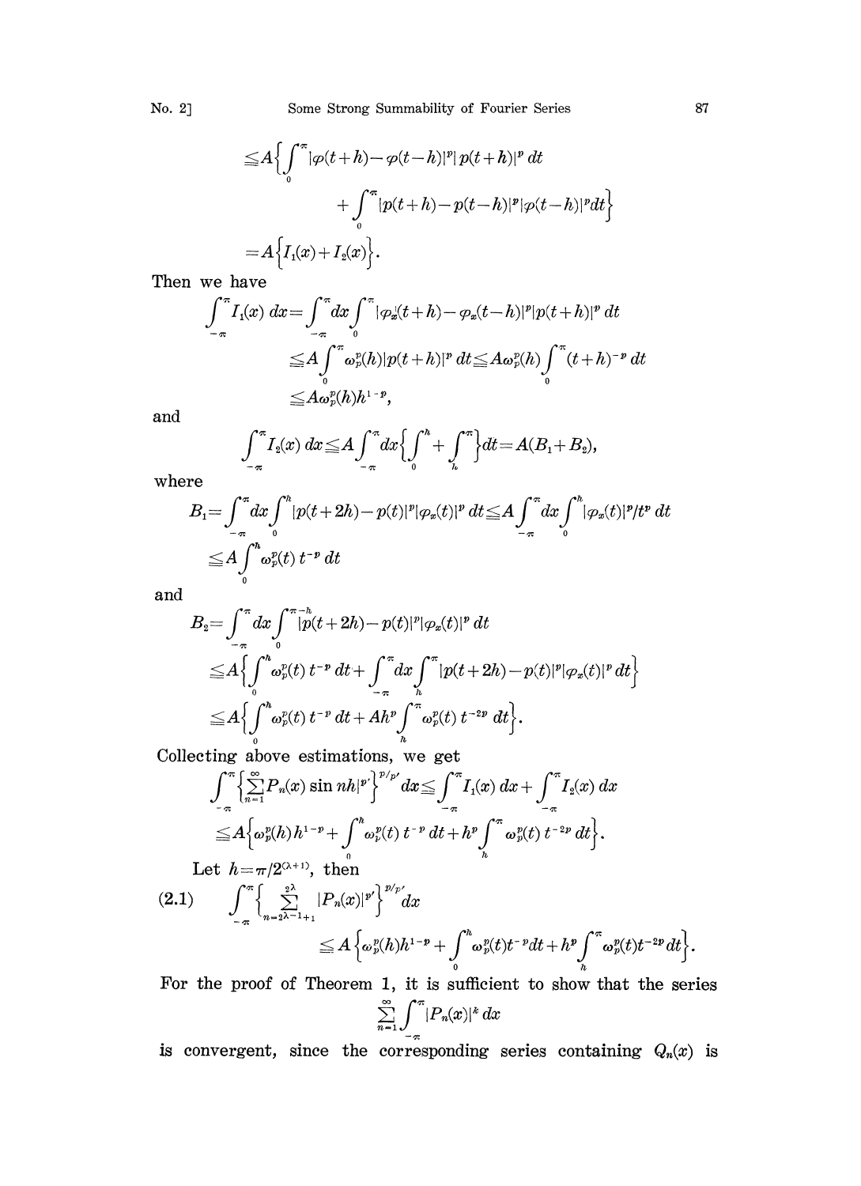$$\leqq A\Big\{\int_0^\pi |\varphi(t+h)-\varphi(t-h)|^p|\,p(t+h)|^p\,dt$$

$$+\int_0^\pi |p(t+h)-p(t-h)|^p|\varphi(t-h)|^p dt\Big\}$$

$$=A\Big\{I_1(x)+I_2(x)\Big\}.$$

Then we have

$$\int_{-\pi}^{\pi} I_1(x)\,dx=\int_{-\pi}^{\pi}dx\int_0^\pi |\varphi_x(t+h)-\varphi_x(t-h)|^p|p(t+h)|^p\,dt$$

$$\leqq A\int_0^\pi \omega_p^p(h)|p(t+h)|^p\,dt \leqq A\omega_p^p(h)\int_0^\pi (t+h)^{-p}\,dt$$

$$\leqq A\omega_p^p(h)h^{1-p},$$

and

$$\int_{-\pi}^{\pi} I_2(x)\,dx \leqq A\int_{-\pi}^{\pi}dx\Big\{\int_0^h+\int_h^\pi\Big\}dt=A(B_1+B_2),$$

where

$$B_1=\int_{-\pi}^{\pi}dx\int_0^h |p(t+2h)-p(t)|^p|\varphi_x(t)|^p\,dt \leqq A\int_{-\pi}^{\pi}dx\int_0^h |\varphi_x(t)|^p/t^p\,dt$$

$$\leqq A\int_0^h \omega_p^p(t)\,t^{-p}\,dt$$

and

$$B_2=\int_{-\pi}^{\pi}dx\int_0^{\pi-h} |p(t+2h)-p(t)|^p|\varphi_x(t)|^p\,dt$$

$$\leqq A\Big\{\int_0^h \omega_p^p(t)\,t^{-p}\,dt+\int_{-\pi}^{\pi}dx\int_h^\pi |p(t+2h)-p(t)|^p|\varphi_x(t)|^p\,dt\Big\}$$

$$\leqq A\Big\{\int_0^h \omega_p^p(t)\,t^{-p}\,dt+Ah^p\int_h^\pi \omega_p^p(t)\,t^{-2p}\,dt\Big\}.$$

Collecting above estimations, we get

$$\int_{-\pi}^{\pi}\Big\{\sum_{n=1}^{\infty}P_n(x)\sin nh|^{p'}\Big\}^{p/p'}dx \leqq \int_{-\pi}^{\pi} I_1(x)\,dx+\int_{-\pi}^{\pi} I_2(x)\,dx$$

$$\leqq A\Big\{\omega_p^p(h)\,h^{1-p}+\int_0^h \omega_p^p(t)\,t^{-p}\,dt+h^p\int_h^\pi \omega_p^p(t)\,t^{-2p}\,dt\Big\}.$$

Let $h=\pi/2^{(\lambda+1)}$, then

$$\text{(2.1)}\qquad \int_{-\pi}^{\pi}\Big\{\sum_{n=2^{\lambda-1}+1}^{2^\lambda}|P_n(x)|^{p'}\Big\}^{p/p'}dx$$

$$\leqq A\Big\{\omega_p^p(h)h^{1-p}+\int_0^h \omega_p^p(t)t^{-p}dt+h^p\int_h^\pi \omega_p^p(t)t^{-2p}dt\Big\}.$$

For the proof of Theorem 1, it is sufficient to show that the series

$$\sum_{n=1}^{\infty}\int_{-\pi}^{\pi}|P_n(x)|^k\,dx$$

is convergent, since the corresponding series containing $Q_n(x)$ is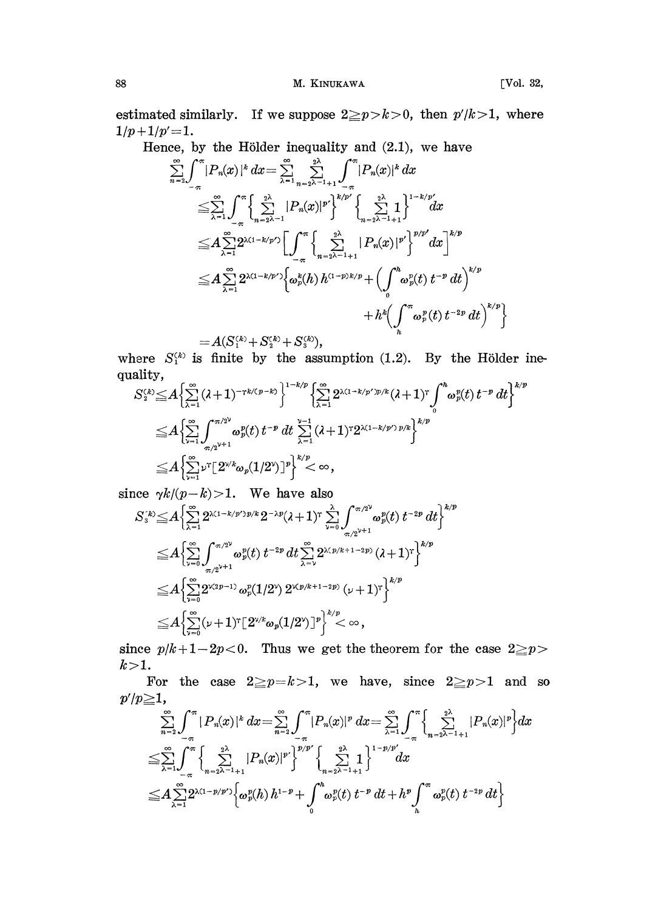estimated similarly. If we suppose $2\geqq p>k>0$, then $p'/k>1$, where $1/p+1/p'=1$.

Hence, by the Hölder inequality and (2.1), we have

$$
\begin{aligned}
\sum_{n=2}^{\infty}\int_{-\pi}^{\pi}|P_n(x)|^k\,dx &= \sum_{\lambda=1}^{\infty}\sum_{n=2^{\lambda-1}+1}^{2\lambda}\int_{-\pi}^{\pi}|P_n(x)|^k\,dx \\
&\leqq \sum_{\lambda=1}^{\infty}\int_{-\pi}^{\pi}\Big\{\sum_{n=2^{\lambda-1}}^{2\lambda}|P_n(x)|^{p'}\Big\}^{k/p'}\Big\{\sum_{n=2^{\lambda-1}+1}^{2\lambda}1\Big\}^{1-k/p'}dx \\
&\leqq A\sum_{\lambda=1}^{\infty}2^{\lambda(1-k/p')}\Big[\int_{-\pi}^{\pi}\Big\{\sum_{n=2^{\lambda-1}+1}^{2\lambda}|P_n(x)|^{p'}\Big\}^{p/p'}dx\Big]^{k/p} \\
&\leqq A\sum_{\lambda=1}^{\infty}2^{\lambda(1-k/p')}\Big\{\omega_p^k(h)\,h^{(1-p)k/p}+\Big(\int_0^h\omega_p^p(t)\,t^{-p}\,dt\Big)^{k/p} \\
&\qquad\qquad +h^k\Big(\int_h^{\pi}\omega_p^p(t)\,t^{-2p}\,dt\Big)^{k/p}\Big\} \\
&= A(S_1^{(k)}+S_2^{(k)}+S_3^{(k)}),
\end{aligned}
$$

where $S_1^{(k)}$ is finite by the assumption (1.2). By the Hölder inequality,

$$
\begin{aligned}
S_2^{(k)} &\leqq A\Big\{\sum_{\lambda=1}^{\infty}(\lambda+1)^{-\gamma k/(p-k)}\Big\}^{1-k/p}\Big\{\sum_{\lambda=1}^{\infty}2^{\lambda(1-k/p')p/k}(\lambda+1)^{\gamma}\int_0^h\omega_p^p(t)\,t^{-p}\,dt\Big\}^{k/p} \\
&\leqq A\Big\{\sum_{\nu=1}^{\infty}\int_{\pi/2^{\nu+1}}^{\pi/2^{\nu}}\omega_p^p(t)\,t^{-p}\,dt\sum_{\lambda=1}^{\nu-1}(\lambda+1)^{\gamma}2^{\lambda(1-k/p')p/k}\Big\}^{k/p} \\
&\leqq A\Big\{\sum_{\nu=1}^{\infty}\nu^{\gamma}[2^{\nu/k}\omega_p(1/2^{\nu})]^p\Big\}^{k/p}<\infty,
\end{aligned}
$$

since $\gamma k/(p-k)>1$. We have also

$$
\begin{aligned}
S_3^{(k)} &\leqq A\Big\{\sum_{\lambda=1}^{\infty}2^{\lambda(1-k/p')p/k}2^{-\lambda p}(\lambda+1)^{\gamma}\sum_{\nu=0}^{\lambda}\int_{\pi/2^{\nu+1}}^{\pi/2^{\nu}}\omega_p^p(t)\,t^{-2p}\,dt\Big\}^{k/p} \\
&\leqq A\Big\{\sum_{\nu=0}^{\infty}\int_{\pi/2^{\nu+1}}^{\pi/2^{\nu}}\omega_p^p(t)\,t^{-2p}\,dt\sum_{\lambda=\nu}^{\infty}2^{\lambda(p/k+1-2p)}(\lambda+1)^{\gamma}\Big\}^{k/p} \\
&\leqq A\Big\{\sum_{\nu=0}^{\infty}2^{\nu(2p-1)}\,\omega_p^p(1/2^{\nu})\,2^{\nu(p/k+1-2p)}(\nu+1)^{\gamma}\Big\}^{k/p} \\
&\leqq A\Big\{\sum_{\nu=0}^{\infty}(\nu+1)^{\gamma}[2^{\nu/k}\omega_p(1/2^{\nu})]^p\Big\}^{k/p}<\infty,
\end{aligned}
$$

since $p/k+1-2p<0$. Thus we get the theorem for the case $2\geqq p>k>1$.

For the case $2\geqq p=k>1$, we have, since $2\geqq p>1$ and so $p'/p\geqq 1$,

$$
\begin{aligned}
\sum_{n=2}^{\infty}\int_{-\pi}^{\pi}|P_n(x)|^k\,dx &= \sum_{n=2}^{\infty}\int_{-\pi}^{\pi}|P_n(x)|^p\,dx = \sum_{\lambda=1}^{\infty}\int_{-\pi}^{\pi}\Big\{\sum_{n=2^{\lambda-1}+1}^{2\lambda}|P_n(x)|^p\Big\}dx \\
&\leqq \sum_{\lambda=1}^{\infty}\int_{-\pi}^{\pi}\Big\{\sum_{n=2^{\lambda-1}+1}^{2\lambda}|P_n(x)|^{p'}\Big\}^{p/p'}\Big\{\sum_{n=2^{\lambda-1}+1}^{2\lambda}1\Big\}^{1-p/p'}dx \\
&\leqq A\sum_{\lambda=1}^{\infty}2^{\lambda(1-p/p')}\Big\{\omega_p^p(h)\,h^{1-p}+\int_0^h\omega_p^p(t)\,t^{-p}\,dt+h^p\int_h^{\pi}\omega_p^p(t)\,t^{-2p}\,dt\Big\}
\end{aligned}
$$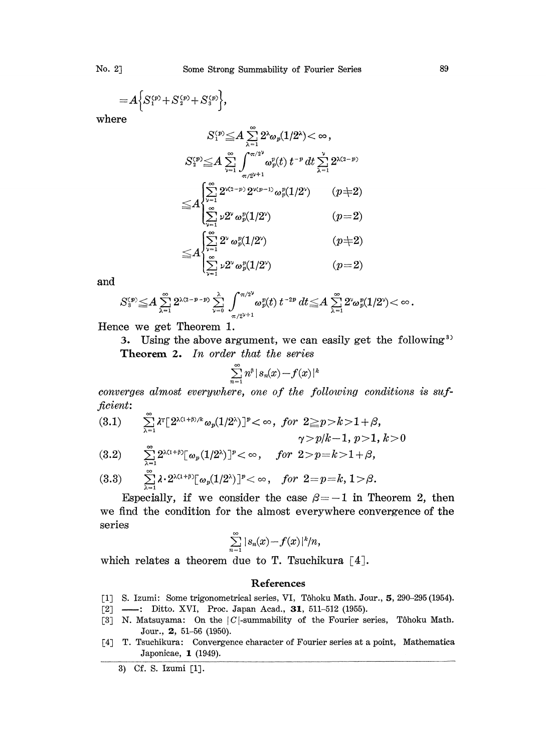$$=A\left\{S_1^{(p)}+S_2^{(p)}+S_3^{(p)}\right\},$$

where

$$S_1^{(p)} \leqq A\sum_{\lambda=1}^{\infty} 2^{\lambda}\omega_p(1/2^{\lambda})<\infty,$$

$$S_2^{(p)} \leqq A\sum_{\nu=1}^{\infty}\int_{\pi/2^{\nu+1}}^{\pi/2^{\nu}} \omega_p^p(t)\, t^{-p}\, dt \sum_{\lambda=1}^{\nu} 2^{\lambda(2-p)}$$

$$\leqq A\begin{cases}\displaystyle\sum_{\nu=1}^{\infty} 2^{\nu(2-p)}2^{\nu(p-1)}\omega_p^p(1/2^{\nu}) & (p\neq 2)\\ \displaystyle\sum_{\nu=1}^{\infty} \nu 2^{\nu}\omega_p^p(1/2^{\nu}) & (p=2)\end{cases}$$

$$\leqq A\begin{cases}\displaystyle\sum_{\nu=1}^{\infty} 2^{\nu}\omega_p^p(1/2^{\nu}) & (p\neq 2)\\ \displaystyle\sum_{\nu=1}^{\infty} \nu 2^{\nu}\omega_p^p(1/2^{\nu}) & (p=2)\end{cases}$$

and

$$S_3^{(p)} \leqq A\sum_{\lambda=1}^{\infty} 2^{\lambda(2-p-p)}\sum_{\nu=0}^{\lambda}\int_{\pi/2^{\nu+1}}^{\pi/2^{\nu}} \omega_p^p(t)\, t^{-2p}\, dt \leqq A\sum_{\lambda=1}^{\infty} 2^{\nu}\omega_p^p(1/2^{\nu})<\infty.$$

Hence we get Theorem 1.

3. Using the above argument, we can easily get the following[3)]

**Theorem 2.** *In order that the series*

$$\sum_{n=1}^{\infty} n^{\beta}|s_n(x)-f(x)|^k$$

*converges almost everywhere, one of the following conditions is sufficient:*

(3.1) $\quad \displaystyle\sum_{\lambda=1}^{\infty}\lambda^{\gamma}[2^{\lambda(1+\beta)/k}\omega_p(1/2^{\lambda})]^p<\infty,$ *for* $2\geqq p>k>1+\beta,$
$\gamma>p/k-1,\ p>1,\ k>0$

(3.2) $\quad \displaystyle\sum_{\lambda=1}^{\infty} 2^{\lambda(1+\beta)}[\omega_p(1/2^{\lambda})]^p<\infty,$ *for* $2>p=k>1+\beta,$

(3.3) $\quad \displaystyle\sum_{\lambda=1}^{\infty} \lambda\cdot 2^{\lambda(1+\beta)}[\omega_p(1/2^{\lambda})]^p<\infty,$ *for* $2=p=k,\ 1>\beta.$

Especially, if we consider the case $\beta=-1$ in Theorem 2, then we find the condition for the almost everywhere convergence of the series

$$\sum_{n=1}^{\infty}|s_n(x)-f(x)|^k/n,$$

which relates a theorem due to T. Tsuchikura [4].

## References

[1] S. Izumi: Some trigonometrical series, VI, Tôhoku Math. Jour., **5**, 290–295 (1954).
[2] ——: Ditto. XVI, Proc. Japan Acad., **31**, 511–512 (1955).
[3] N. Matsuyama: On the $|C|$-summability of the Fourier series, Tôhoku Math. Jour., **2**, 51–56 (1950).
[4] T. Tsuchikura: Convergence character of Fourier series at a point, Mathematica Japonicae, **1** (1949).

3) Cf. S. Izumi [1].